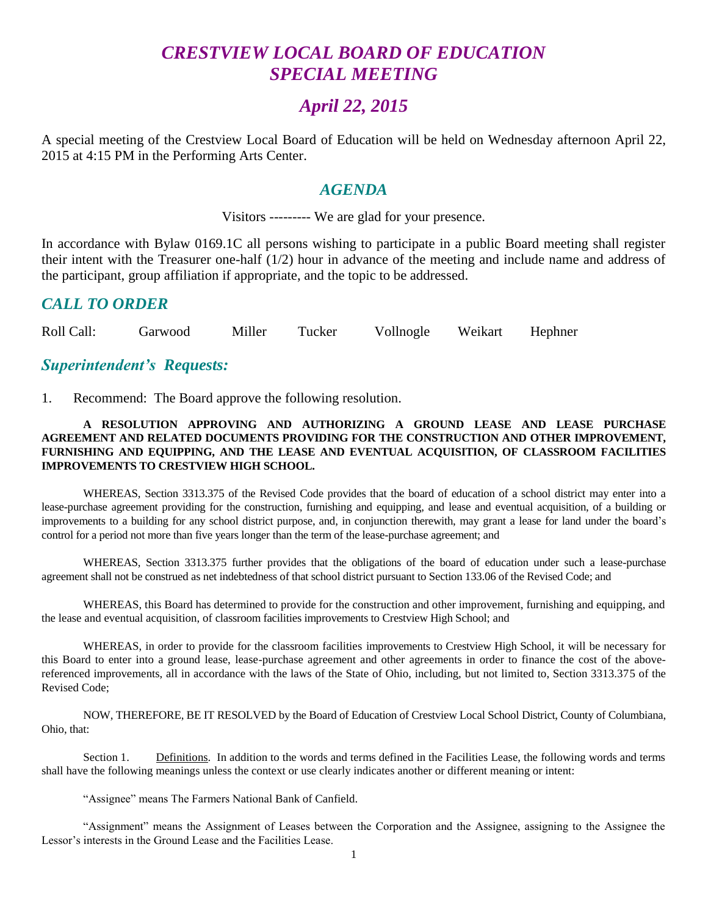# *CRESTVIEW LOCAL BOARD OF EDUCATION SPECIAL MEETING*

## *April 22, 2015*

A special meeting of the Crestview Local Board of Education will be held on Wednesday afternoon April 22, 2015 at 4:15 PM in the Performing Arts Center.

## *AGENDA*

Visitors --------- We are glad for your presence.

In accordance with Bylaw 0169.1C all persons wishing to participate in a public Board meeting shall register their intent with the Treasurer one-half (1/2) hour in advance of the meeting and include name and address of the participant, group affiliation if appropriate, and the topic to be addressed.

## *CALL TO ORDER*

Roll Call: Garwood Miller Tucker Vollnogle Weikart Hephner

## *Superintendent's Requests:*

1. Recommend: The Board approve the following resolution.

**A RESOLUTION APPROVING AND AUTHORIZING A GROUND LEASE AND LEASE PURCHASE AGREEMENT AND RELATED DOCUMENTS PROVIDING FOR THE CONSTRUCTION AND OTHER IMPROVEMENT, FURNISHING AND EQUIPPING, AND THE LEASE AND EVENTUAL ACQUISITION, OF CLASSROOM FACILITIES IMPROVEMENTS TO CRESTVIEW HIGH SCHOOL.**

WHEREAS, Section 3313.375 of the Revised Code provides that the board of education of a school district may enter into a lease-purchase agreement providing for the construction, furnishing and equipping, and lease and eventual acquisition, of a building or improvements to a building for any school district purpose, and, in conjunction therewith, may grant a lease for land under the board's control for a period not more than five years longer than the term of the lease-purchase agreement; and

WHEREAS, Section 3313.375 further provides that the obligations of the board of education under such a lease-purchase agreement shall not be construed as net indebtedness of that school district pursuant to Section 133.06 of the Revised Code; and

WHEREAS, this Board has determined to provide for the construction and other improvement, furnishing and equipping, and the lease and eventual acquisition, of classroom facilities improvements to Crestview High School; and

WHEREAS, in order to provide for the classroom facilities improvements to Crestview High School, it will be necessary for this Board to enter into a ground lease, lease-purchase agreement and other agreements in order to finance the cost of the above-referenced improvements, all in accordance with the laws of the State of Ohio, including, but not limited to, Section 3313.375 of the Revised Code;

NOW, THEREFORE, BE IT RESOLVED by the Board of Education of Crestview Local School District, County of Columbiana, Ohio, that:

Section 1. Definitions. In addition to the words and terms defined in the Facilities Lease, the following words and terms shall have the following meanings unless the context or use clearly indicates another or different meaning or intent:

"Assignee" means The Farmers National Bank of Canfield.

"Assignment" means the Assignment of Leases between the Corporation and the Assignee, assigning to the Assignee the Lessor's interests in the Ground Lease and the Facilities Lease.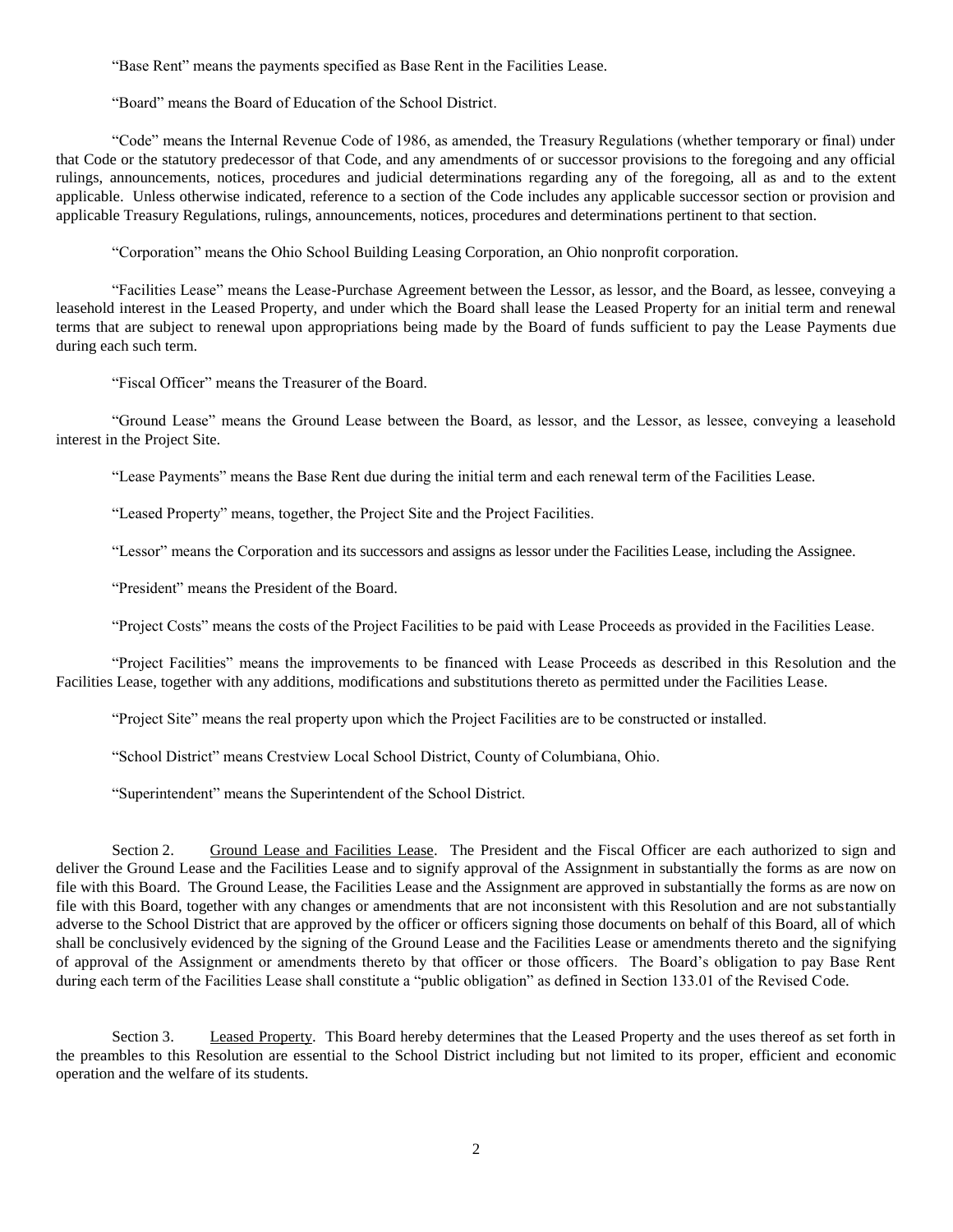"Base Rent" means the payments specified as Base Rent in the Facilities Lease.

"Board" means the Board of Education of the School District.

"Code" means the Internal Revenue Code of 1986, as amended, the Treasury Regulations (whether temporary or final) under that Code or the statutory predecessor of that Code, and any amendments of or successor provisions to the foregoing and any official rulings, announcements, notices, procedures and judicial determinations regarding any of the foregoing, all as and to the extent applicable. Unless otherwise indicated, reference to a section of the Code includes any applicable successor section or provision and applicable Treasury Regulations, rulings, announcements, notices, procedures and determinations pertinent to that section.

"Corporation" means the Ohio School Building Leasing Corporation, an Ohio nonprofit corporation.

"Facilities Lease" means the Lease-Purchase Agreement between the Lessor, as lessor, and the Board, as lessee, conveying a leasehold interest in the Leased Property, and under which the Board shall lease the Leased Property for an initial term and renewal terms that are subject to renewal upon appropriations being made by the Board of funds sufficient to pay the Lease Payments due during each such term.

"Fiscal Officer" means the Treasurer of the Board.

"Ground Lease" means the Ground Lease between the Board, as lessor, and the Lessor, as lessee, conveying a leasehold interest in the Project Site.

"Lease Payments" means the Base Rent due during the initial term and each renewal term of the Facilities Lease.

"Leased Property" means, together, the Project Site and the Project Facilities.

"Lessor" means the Corporation and its successors and assigns as lessor under the Facilities Lease, including the Assignee.

"President" means the President of the Board.

"Project Costs" means the costs of the Project Facilities to be paid with Lease Proceeds as provided in the Facilities Lease.

"Project Facilities" means the improvements to be financed with Lease Proceeds as described in this Resolution and the Facilities Lease, together with any additions, modifications and substitutions thereto as permitted under the Facilities Lease.

"Project Site" means the real property upon which the Project Facilities are to be constructed or installed.

"School District" means Crestview Local School District, County of Columbiana, Ohio.

"Superintendent" means the Superintendent of the School District.

Section 2. Ground Lease and Facilities Lease. The President and the Fiscal Officer are each authorized to sign and deliver the Ground Lease and the Facilities Lease and to signify approval of the Assignment in substantially the forms as are now on file with this Board. The Ground Lease, the Facilities Lease and the Assignment are approved in substantially the forms as are now on file with this Board, together with any changes or amendments that are not inconsistent with this Resolution and are not substantially adverse to the School District that are approved by the officer or officers signing those documents on behalf of this Board, all of which shall be conclusively evidenced by the signing of the Ground Lease and the Facilities Lease or amendments thereto and the signifying of approval of the Assignment or amendments thereto by that officer or those officers. The Board's obligation to pay Base Rent during each term of the Facilities Lease shall constitute a "public obligation" as defined in Section 133.01 of the Revised Code.

Section 3. Leased Property. This Board hereby determines that the Leased Property and the uses thereof as set forth in the preambles to this Resolution are essential to the School District including but not limited to its proper, efficient and economic operation and the welfare of its students.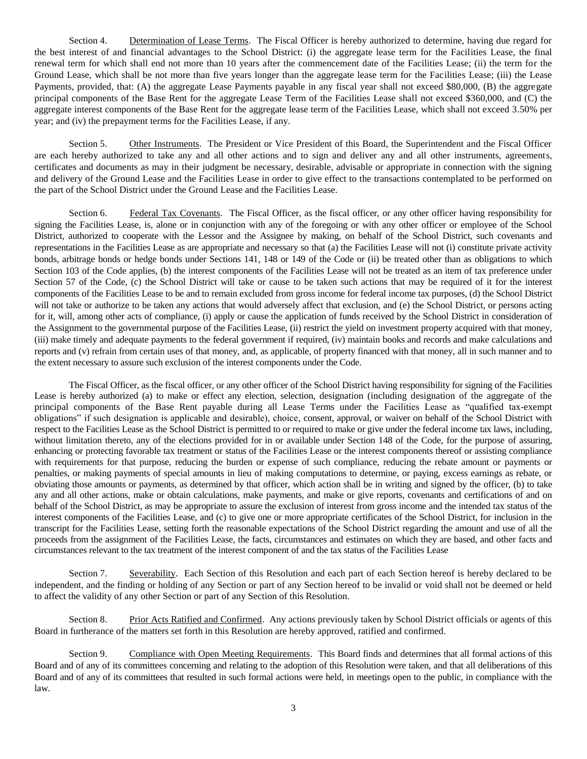Section 4. Determination of Lease Terms. The Fiscal Officer is hereby authorized to determine, having due regard for the best interest of and financial advantages to the School District: (i) the aggregate lease term for the Facilities Lease, the final renewal term for which shall end not more than 10 years after the commencement date of the Facilities Lease; (ii) the term for the Ground Lease, which shall be not more than five years longer than the aggregate lease term for the Facilities Lease; (iii) the Lease Payments, provided, that: (A) the aggregate Lease Payments payable in any fiscal year shall not exceed $80,000, (B) the aggregate principal components of the Base Rent for the aggregate Lease Term of the Facilities Lease shall not exceed $360,000, and (C) the aggregate interest components of the Base Rent for the aggregate lease term of the Facilities Lease, which shall not exceed 3.50% per year; and (iv) the prepayment terms for the Facilities Lease, if any.

Section 5. Other Instruments. The President or Vice President of this Board, the Superintendent and the Fiscal Officer are each hereby authorized to take any and all other actions and to sign and deliver any and all other instruments, agreements, certificates and documents as may in their judgment be necessary, desirable, advisable or appropriate in connection with the signing and delivery of the Ground Lease and the Facilities Lease in order to give effect to the transactions contemplated to be performed on the part of the School District under the Ground Lease and the Facilities Lease.

Section 6. Federal Tax Covenants. The Fiscal Officer, as the fiscal officer, or any other officer having responsibility for signing the Facilities Lease, is, alone or in conjunction with any of the foregoing or with any other officer or employee of the School District, authorized to cooperate with the Lessor and the Assignee by making, on behalf of the School District, such covenants and representations in the Facilities Lease as are appropriate and necessary so that (a) the Facilities Lease will not (i) constitute private activity bonds, arbitrage bonds or hedge bonds under Sections 141, 148 or 149 of the Code or (ii) be treated other than as obligations to which Section 103 of the Code applies, (b) the interest components of the Facilities Lease will not be treated as an item of tax preference under Section 57 of the Code, (c) the School District will take or cause to be taken such actions that may be required of it for the interest components of the Facilities Lease to be and to remain excluded from gross income for federal income tax purposes, (d) the School District will not take or authorize to be taken any actions that would adversely affect that exclusion, and (e) the School District, or persons acting for it, will, among other acts of compliance, (i) apply or cause the application of funds received by the School District in consideration of the Assignment to the governmental purpose of the Facilities Lease, (ii) restrict the yield on investment property acquired with that money, (iii) make timely and adequate payments to the federal government if required, (iv) maintain books and records and make calculations and reports and (v) refrain from certain uses of that money, and, as applicable, of property financed with that money, all in such manner and to the extent necessary to assure such exclusion of the interest components under the Code.

The Fiscal Officer, as the fiscal officer, or any other officer of the School District having responsibility for signing of the Facilities Lease is hereby authorized (a) to make or effect any election, selection, designation (including designation of the aggregate of the principal components of the Base Rent payable during all Lease Terms under the Facilities Lease as "qualified tax-exempt obligations" if such designation is applicable and desirable), choice, consent, approval, or waiver on behalf of the School District with respect to the Facilities Lease as the School District is permitted to or required to make or give under the federal income tax laws, including, without limitation thereto, any of the elections provided for in or available under Section 148 of the Code, for the purpose of assuring, enhancing or protecting favorable tax treatment or status of the Facilities Lease or the interest components thereof or assisting compliance with requirements for that purpose, reducing the burden or expense of such compliance, reducing the rebate amount or payments or penalties, or making payments of special amounts in lieu of making computations to determine, or paying, excess earnings as rebate, or obviating those amounts or payments, as determined by that officer, which action shall be in writing and signed by the officer, (b) to take any and all other actions, make or obtain calculations, make payments, and make or give reports, covenants and certifications of and on behalf of the School District, as may be appropriate to assure the exclusion of interest from gross income and the intended tax status of the interest components of the Facilities Lease, and (c) to give one or more appropriate certificates of the School District, for inclusion in the transcript for the Facilities Lease, setting forth the reasonable expectations of the School District regarding the amount and use of all the proceeds from the assignment of the Facilities Lease, the facts, circumstances and estimates on which they are based, and other facts and circumstances relevant to the tax treatment of the interest component of and the tax status of the Facilities Lease

Section 7. Severability. Each Section of this Resolution and each part of each Section hereof is hereby declared to be independent, and the finding or holding of any Section or part of any Section hereof to be invalid or void shall not be deemed or held to affect the validity of any other Section or part of any Section of this Resolution.

Section 8. Prior Acts Ratified and Confirmed. Any actions previously taken by School District officials or agents of this Board in furtherance of the matters set forth in this Resolution are hereby approved, ratified and confirmed.

Section 9. Compliance with Open Meeting Requirements. This Board finds and determines that all formal actions of this Board and of any of its committees concerning and relating to the adoption of this Resolution were taken, and that all deliberations of this Board and of any of its committees that resulted in such formal actions were held, in meetings open to the public, in compliance with the law.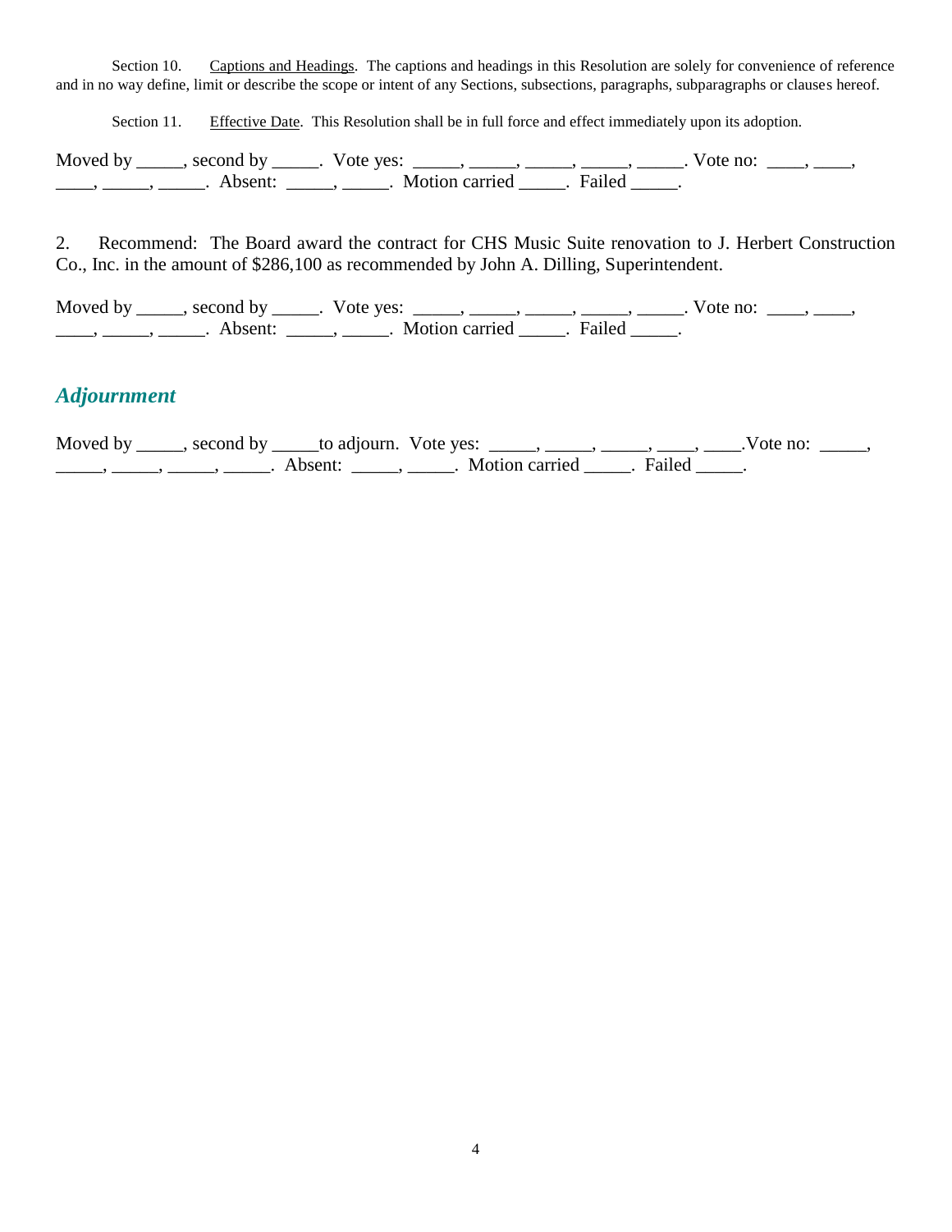Section 10. Captions and Headings. The captions and headings in this Resolution are solely for convenience of reference and in no way define, limit or describe the scope or intent of any Sections, subsections, paragraphs, subparagraphs or clauses hereof.

Section 11. Effective Date. This Resolution shall be in full force and effect immediately upon its adoption.

Moved by _____, second by _____. Vote yes: _____, _____, _____, _____, _____. Vote no: ____, ____, ____, _____, _____. Absent: _____, _____. Motion carried _____. Failed _____.

2. Recommend: The Board award the contract for CHS Music Suite renovation to J. Herbert Construction Co., Inc. in the amount of $286,100 as recommended by John A. Dilling, Superintendent.

Moved by _____, second by _____. Vote yes: _____, _____, _____, _____, _____. Vote no: ____, ____, ____, _____, _____. Absent: _____, _____. Motion carried _____. Failed _____.

## *Adjournment*

Moved by _____, second by _____to adjourn. Vote yes: _____, _____, _____, ____, ____.Vote no: _____, _____, _____, _____, _____. Absent: _____, _____. Motion carried _____. Failed _____.